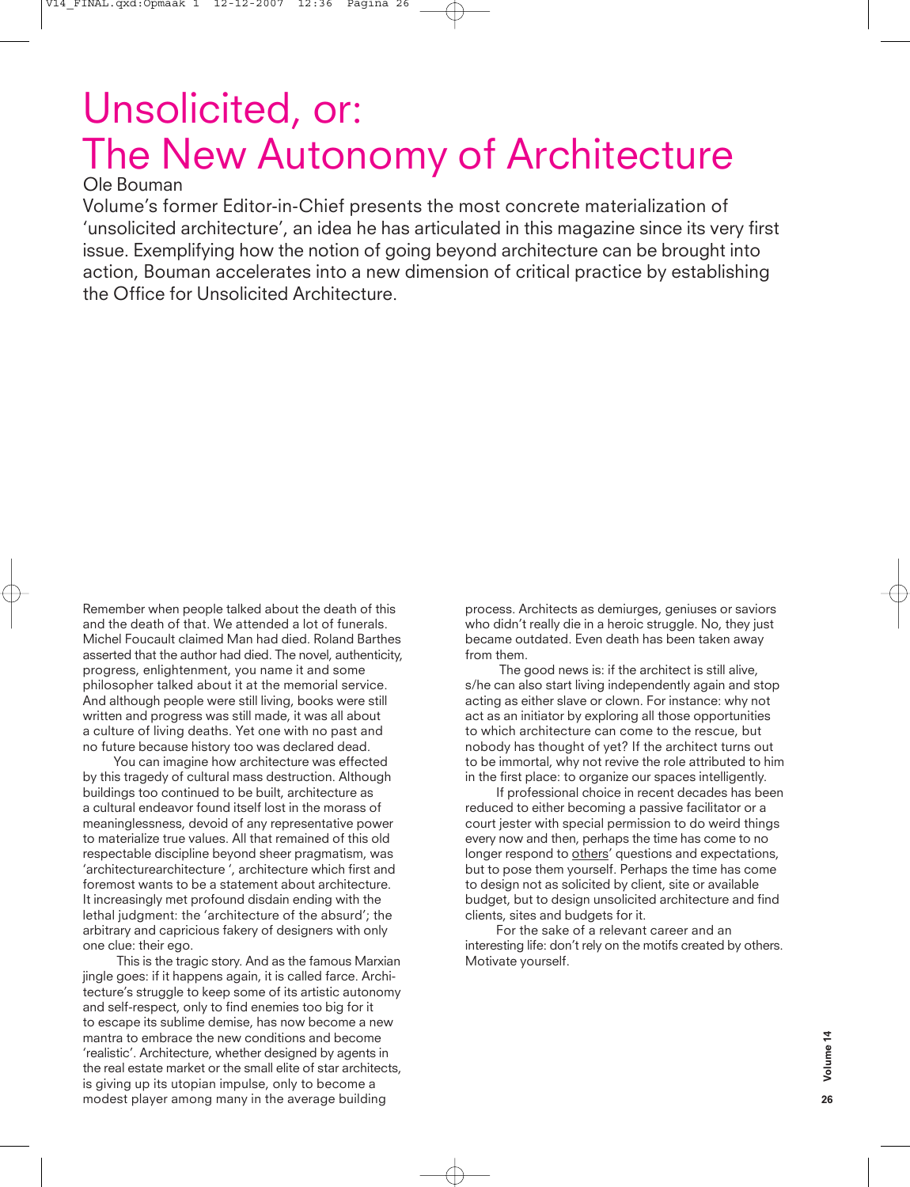# Unsolicited, or: The New Autonomy of Architecture

Ole Bouman

Volume's former Editor-in-Chief presents the most concrete materialization of 'unsolicited architecture', an idea he has articulated in this magazine since its very first issue. Exemplifying how the notion of going beyond architecture can be brought into action, Bouman accelerates into a new dimension of critical practice by establishing the Office for Unsolicited Architecture.

Remember when people talked about the death of this and the death of that. We attended a lot of funerals. Michel Foucault claimed Man had died. Roland Barthes asserted that the author had died. The novel, authenticity, progress, enlightenment, you name it and some philosopher talked about it at the memorial service. And although people were still living, books were still written and progress was still made, it was all about a culture of living deaths. Yet one with no past and no future because history too was declared dead.

You can imagine how architecture was effected by this tragedy of cultural mass destruction. Although buildings too continued to be built, architecture as a cultural endeavor found itself lost in the morass of meaninglessness, devoid of any representative power to materialize true values. All that remained of this old respectable discipline beyond sheer pragmatism, was 'architecturearchitecture ', architecture which first and foremost wants to be a statement about architecture. It increasingly met profound disdain ending with the lethal judgment: the 'architecture of the absurd'; the arbitrary and capricious fakery of designers with only one clue: their ego.

This is the tragic story. And as the famous Marxian jingle goes: if it happens again, it is called farce. Architecture's struggle to keep some of its artistic autonomy and self-respect, only to find enemies too big for it to escape its sublime demise, has now become a new mantra to embrace the new conditions and become 'realistic'. Architecture, whether designed by agents in the real estate market or the small elite of star architects, is giving up its utopian impulse, only to become a modest player among many in the average building process. Architects as demiurges, geniuses or saviors who didn't really die in a heroic struggle. No, they just became outdated. Even death has been taken away from them.

The good news is: if the architect is still alive, s/he can also start living independently again and stop acting as either slave or clown. For instance: why not act as an initiator by exploring all those opportunities to which architecture can come to the rescue, but nobody has thought of yet? If the architect turns out to be immortal, why not revive the role attributed to him in the first place: to organize our spaces intelligently.

If professional choice in recent decades has been reduced to either becoming a passive facilitator or a court jester with special permission to do weird things every now and then, perhaps the time has come to no longer respond to others' questions and expectations, but to pose them yourself. Perhaps the time has come to design not as solicited by client, site or available budget, but to design unsolicited architecture and find clients, sites and budgets for it.

For the sake of a relevant career and an interesting life: don't rely on the motifs created by others. Motivate yourself.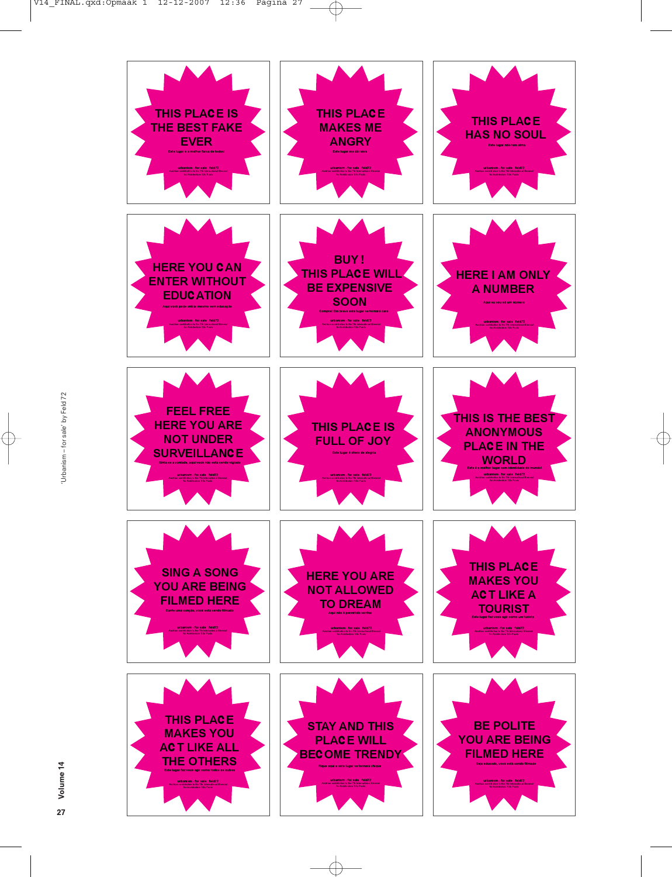THIS PLACE IS THE BEST FAKE EVER

Este lugar é a melhor farsa de todas!

urbanism - for sale · feld72

THIS PLACE MAKES ME ANGRY

Este lugar me dá raiva

urbanism - for sale · feld72

THIS PLACE HAS NO SOUL

Este lugar não tem alma

urbanism - for sale · feld72

HERE YOU CAN ENTER WITHOUT EDUCATION

Aqui você pode entrar mesmo sem educação

urbanism - for sale · feld72

BUY! THIS PLACE WILL BE EXPENSIVE SOON

Compre! Em breve este lugar se tornará caro

urbanism - for sale · feld72

HERE I AM ONLY A NUMBER

Aqui eu sou só um número

urbanism - for sale · feld72

FEEL FREE HERE YOU ARE NOT UNDER SURVEILLANCE

Sinta-se à vontade, aqui você não está sendo vigiado

urbanism - for sale · feld72

THIS PLACE IS FULL OF JOY

Este lugar é cheio de alegria

urbanism - for sale · feld72

THIS IS THE BEST ANONYMOUS PLACE IN THE WORLD

Este é o melhor lugar sem identidade do mundo!

urbanism - for sale · feld72

SING A SONG YOU ARE BEING FILMED HERE

Cante uma canção, você está sendo filmado

urbanism - for sale · feld72

HERE YOU ARE NOT ALLOWED TO DREAM

Aqui não é permitido sonhar

urbanism - for sale · feld72

THIS PLACE MAKES YOU ACT LIKE A TOURIST

Este lugar faz você agir como um turista

urbanism - for sale · feld72

THIS PLACE MAKES YOU ACT LIKE ALL THE OTHERS

Este lugar faz você agir como todos os outros

urbanism - for sale · feld72

STAY AND THIS PLACE WILL BECOME TRENDY

Fique aqui e este lugar se tornará chique

urbanism - for sale · feld72

BE POLITE YOU ARE BEING FILMED HERE

Seja educado, você está sendo filmado

urbanism - for sale · feld72

'Urbanism – for sale' by Feld 72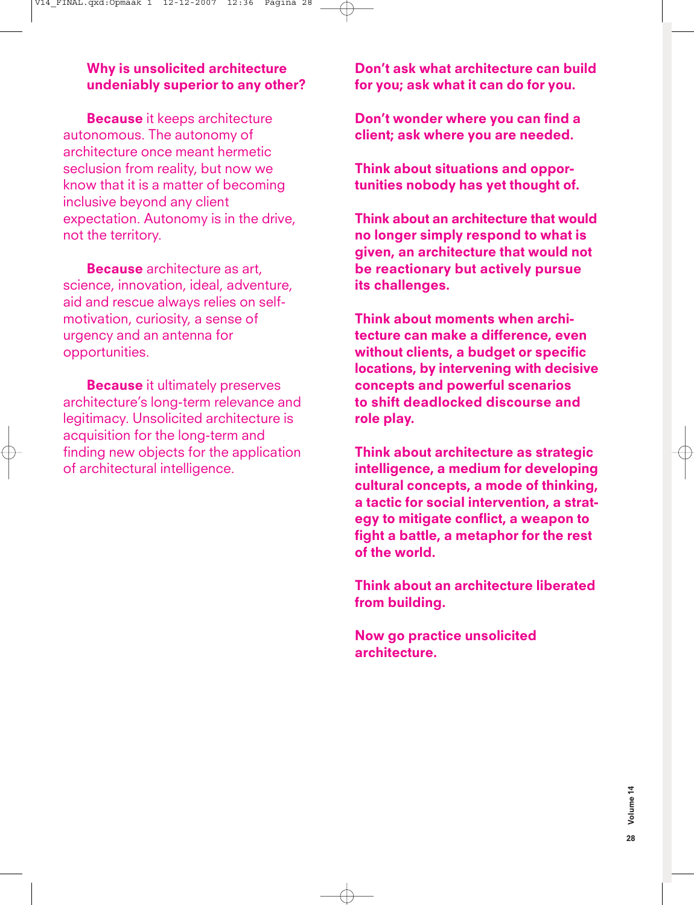**Why is unsolicited architecture undeniably superior to any other?**

**Because** it keeps architecture autonomous. The autonomy of architecture once meant hermetic seclusion from reality, but now we know that it is a matter of becoming inclusive beyond any client expectation. Autonomy is in the drive, not the territory.

**Because** architecture as art, science, innovation, ideal, adventure, aid and rescue always relies on self-motivation, curiosity, a sense of urgency and an antenna for opportunities.

**Because** it ultimately preserves architecture's long-term relevance and legitimacy. Unsolicited architecture is acquisition for the long-term and finding new objects for the application of architectural intelligence.

**Don't ask what architecture can build for you; ask what it can do for you.**

**Don't wonder where you can find a client; ask where you are needed.**

**Think about situations and opportunities nobody has yet thought of.**

**Think about an architecture that would no longer simply respond to what is given, an architecture that would not be reactionary but actively pursue its challenges.**

**Think about moments when architecture can make a difference, even without clients, a budget or specific locations, by intervening with decisive concepts and powerful scenarios to shift deadlocked discourse and role play.**

**Think about architecture as strategic intelligence, a medium for developing cultural concepts, a mode of thinking, a tactic for social intervention, a strategy to mitigate conflict, a weapon to fight a battle, a metaphor for the rest of the world.**

**Think about an architecture liberated from building.**

**Now go practice unsolicited architecture.**